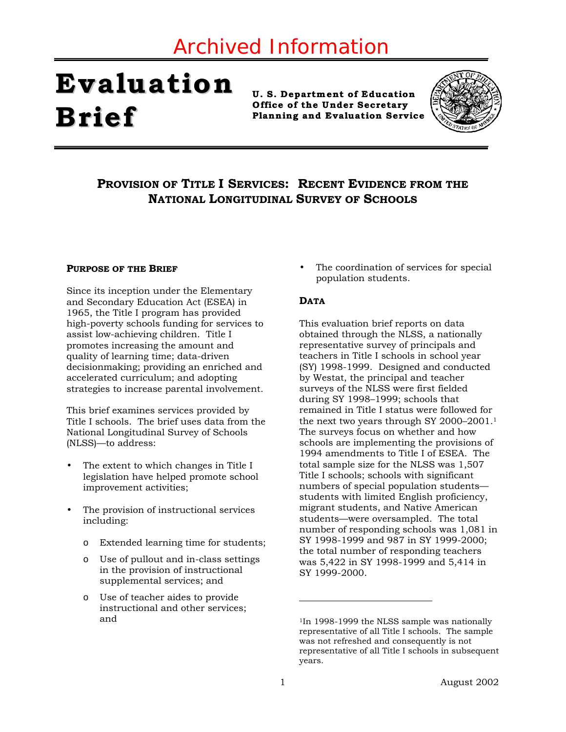Archived Information

# Evaluation Brief

**U. S. Department of Education**
**Office of the Under Secretary**
**Planning and Evaluation Service**

## Provision of Title I Services: Recent Evidence from the National Longitudinal Survey of Schools

### Purpose of the Brief

Since its inception under the Elementary and Secondary Education Act (ESEA) in 1965, the Title I program has provided high-poverty schools funding for services to assist low-achieving children. Title I promotes increasing the amount and quality of learning time; data-driven decisionmaking; providing an enriched and accelerated curriculum; and adopting strategies to increase parental involvement.

This brief examines services provided by Title I schools. The brief uses data from the National Longitudinal Survey of Schools (NLSS)—to address:

- The extent to which changes in Title I legislation have helped promote school improvement activities;
- The provision of instructional services including:
  - Extended learning time for students;
  - Use of pullout and in-class settings in the provision of instructional supplemental services; and
  - Use of teacher aides to provide instructional and other services; and
- The coordination of services for special population students.

### Data

This evaluation brief reports on data obtained through the NLSS, a nationally representative survey of principals and teachers in Title I schools in school year (SY) 1998-1999. Designed and conducted by Westat, the principal and teacher surveys of the NLSS were first fielded during SY 1998–1999; schools that remained in Title I status were followed for the next two years through SY 2000–2001.[1] The surveys focus on whether and how schools are implementing the provisions of 1994 amendments to Title I of ESEA. The total sample size for the NLSS was 1,507 Title I schools; schools with significant numbers of special population students—students with limited English proficiency, migrant students, and Native American students—were oversampled. The total number of responding schools was 1,081 in SY 1998-1999 and 987 in SY 1999-2000; the total number of responding teachers was 5,422 in SY 1998-1999 and 5,414 in SY 1999-2000.

---

[1] In 1998-1999 the NLSS sample was nationally representative of all Title I schools. The sample was not refreshed and consequently is not representative of all Title I schools in subsequent years.

August 2002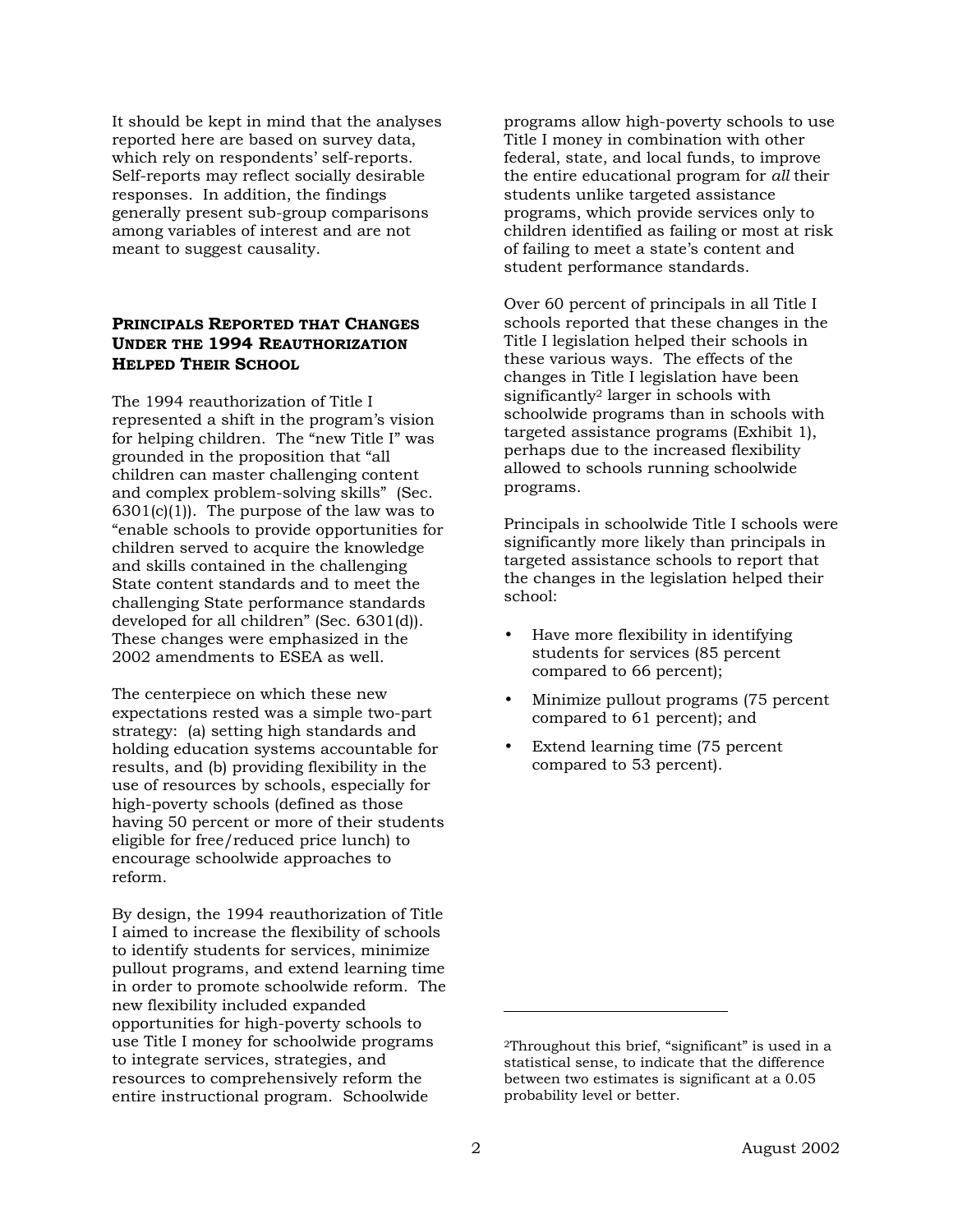It should be kept in mind that the analyses reported here are based on survey data, which rely on respondents' self-reports. Self-reports may reflect socially desirable responses. In addition, the findings generally present sub-group comparisons among variables of interest and are not meant to suggest causality.

### PRINCIPALS REPORTED THAT CHANGES UNDER THE 1994 REAUTHORIZATION HELPED THEIR SCHOOL

The 1994 reauthorization of Title I represented a shift in the program's vision for helping children. The "new Title I" was grounded in the proposition that "all children can master challenging content and complex problem-solving skills" (Sec. 6301(c)(1)). The purpose of the law was to "enable schools to provide opportunities for children served to acquire the knowledge and skills contained in the challenging State content standards and to meet the challenging State performance standards developed for all children" (Sec. 6301(d)). These changes were emphasized in the 2002 amendments to ESEA as well.

The centerpiece on which these new expectations rested was a simple two-part strategy: (a) setting high standards and holding education systems accountable for results, and (b) providing flexibility in the use of resources by schools, especially for high-poverty schools (defined as those having 50 percent or more of their students eligible for free/reduced price lunch) to encourage schoolwide approaches to reform.

By design, the 1994 reauthorization of Title I aimed to increase the flexibility of schools to identify students for services, minimize pullout programs, and extend learning time in order to promote schoolwide reform. The new flexibility included expanded opportunities for high-poverty schools to use Title I money for schoolwide programs to integrate services, strategies, and resources to comprehensively reform the entire instructional program. Schoolwide programs allow high-poverty schools to use Title I money in combination with other federal, state, and local funds, to improve the entire educational program for *all* their students unlike targeted assistance programs, which provide services only to children identified as failing or most at risk of failing to meet a state's content and student performance standards.

Over 60 percent of principals in all Title I schools reported that these changes in the Title I legislation helped their schools in these various ways. The effects of the changes in Title I legislation have been significantly[2] larger in schools with schoolwide programs than in schools with targeted assistance programs (Exhibit 1), perhaps due to the increased flexibility allowed to schools running schoolwide programs.

Principals in schoolwide Title I schools were significantly more likely than principals in targeted assistance schools to report that the changes in the legislation helped their school:

- Have more flexibility in identifying students for services (85 percent compared to 66 percent);
- Minimize pullout programs (75 percent compared to 61 percent); and
- Extend learning time (75 percent compared to 53 percent).

[2]Throughout this brief, "significant" is used in a statistical sense, to indicate that the difference between two estimates is significant at a 0.05 probability level or better.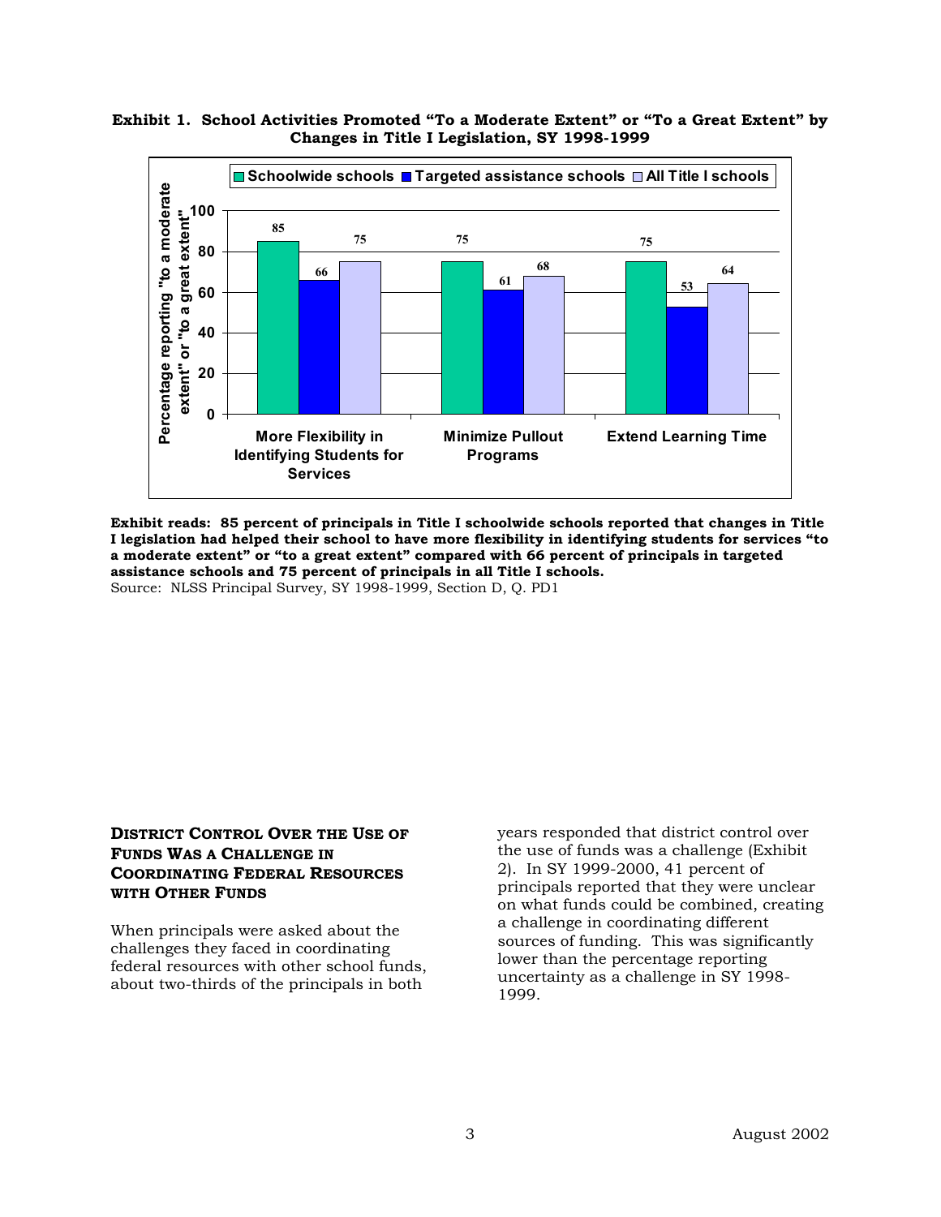**Exhibit 1. School Activities Promoted "To a Moderate Extent" or "To a Great Extent" by Changes in Title I Legislation, SY 1998-1999**

| | Schoolwide schools | Targeted assistance schools | All Title I schools |
|---|---|---|---|
| More Flexibility in Identifying Students for Services | 85 | 66 | 75 |
| Minimize Pullout Programs | 75 | 61 | 68 |
| Extend Learning Time | 75 | 53 | 64 |

*Percentage reporting "to a moderate extent" or "to a great extent"*

**Exhibit reads: 85 percent of principals in Title I schoolwide schools reported that changes in Title I legislation had helped their school to have more flexibility in identifying students for services "to a moderate extent" or "to a great extent" compared with 66 percent of principals in targeted assistance schools and 75 percent of principals in all Title I schools.**

Source: NLSS Principal Survey, SY 1998-1999, Section D, Q. PD1

### DISTRICT CONTROL OVER THE USE OF FUNDS WAS A CHALLENGE IN COORDINATING FEDERAL RESOURCES WITH OTHER FUNDS

When principals were asked about the challenges they faced in coordinating federal resources with other school funds, about two-thirds of the principals in both years responded that district control over the use of funds was a challenge (Exhibit 2). In SY 1999-2000, 41 percent of principals reported that they were unclear on what funds could be combined, creating a challenge in coordinating different sources of funding. This was significantly lower than the percentage reporting uncertainty as a challenge in SY 1998-1999.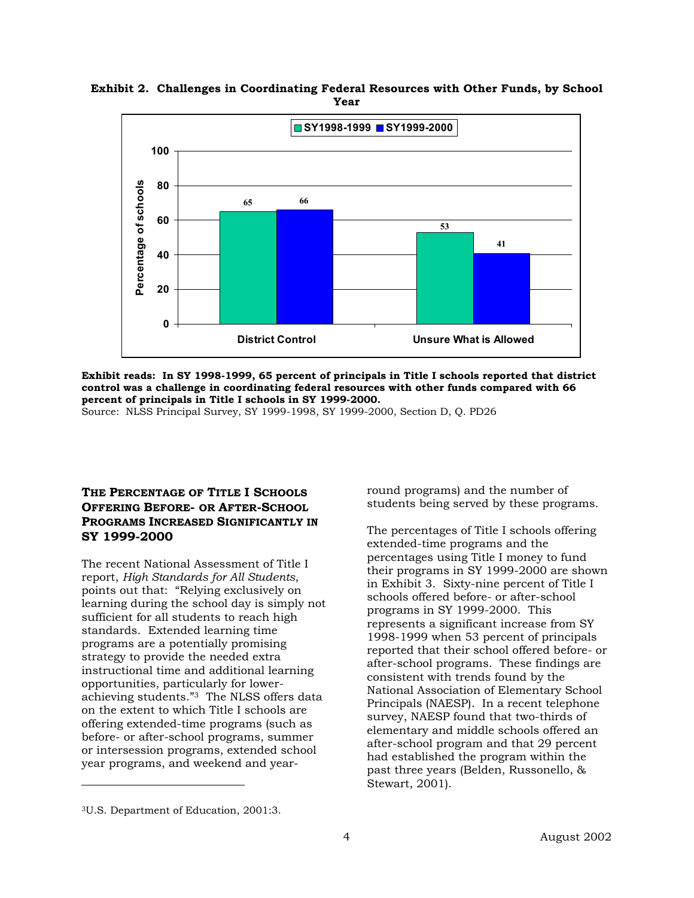**Exhibit 2. Challenges in Coordinating Federal Resources with Other Funds, by School Year**

| | SY1998-1999 | SY1999-2000 |
|---|---|---|
| District Control | 65 | 66 |
| Unsure What is Allowed | 53 | 41 |

**Exhibit reads: In SY 1998-1999, 65 percent of principals in Title I schools reported that district control was a challenge in coordinating federal resources with other funds compared with 66 percent of principals in Title I schools in SY 1999-2000.**

Source: NLSS Principal Survey, SY 1999-1998, SY 1999-2000, Section D, Q. PD26

## THE PERCENTAGE OF TITLE I SCHOOLS OFFERING BEFORE- OR AFTER-SCHOOL PROGRAMS INCREASED SIGNIFICANTLY IN SY 1999-2000

The recent National Assessment of Title I report, *High Standards for All Students*, points out that: "Relying exclusively on learning during the school day is simply not sufficient for all students to reach high standards. Extended learning time programs are a potentially promising strategy to provide the needed extra instructional time and additional learning opportunities, particularly for lower-achieving students."[3] The NLSS offers data on the extent to which Title I schools are offering extended-time programs (such as before- or after-school programs, summer or intersession programs, extended school year programs, and weekend and year-round programs) and the number of students being served by these programs.

The percentages of Title I schools offering extended-time programs and the percentages using Title I money to fund their programs in SY 1999-2000 are shown in Exhibit 3. Sixty-nine percent of Title I schools offered before- or after-school programs in SY 1999-2000. This represents a significant increase from SY 1998-1999 when 53 percent of principals reported that their school offered before- or after-school programs. These findings are consistent with trends found by the National Association of Elementary School Principals (NAESP). In a recent telephone survey, NAESP found that two-thirds of elementary and middle schools offered an after-school program and that 29 percent had established the program within the past three years (Belden, Russonello, & Stewart, 2001).

[3] U.S. Department of Education, 2001:3.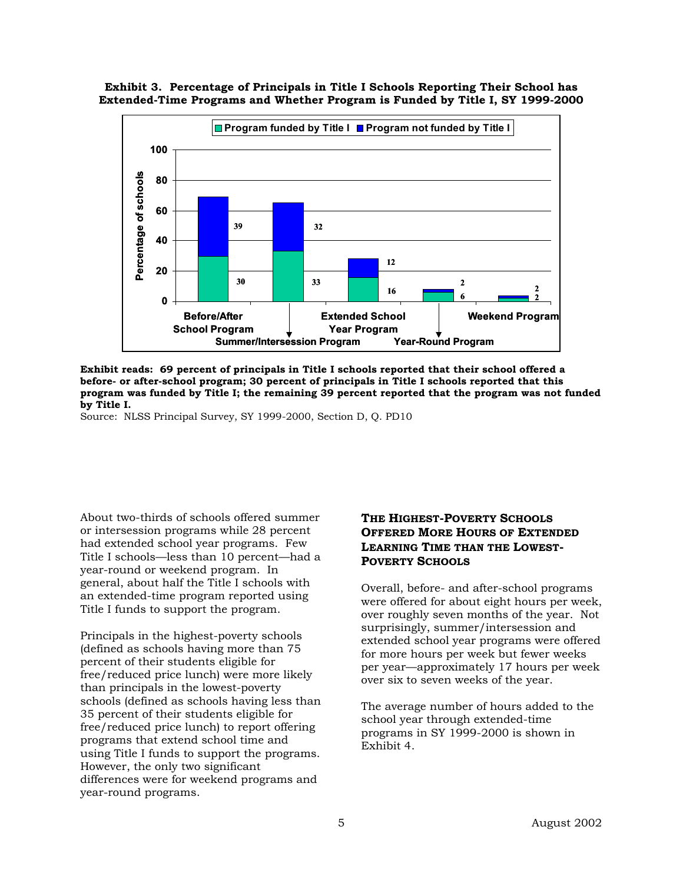**Exhibit 3. Percentage of Principals in Title I Schools Reporting Their School has Extended-Time Programs and Whether Program is Funded by Title I, SY 1999-2000**

| Program | Program funded by Title I | Program not funded by Title I |
|---|---|---|
| Before/After School Program | 30 | 39 |
| Summer/Intersession Program | 33 | 32 |
| Extended School Year Program | 16 | 12 |
| Year-Round Program | 6 | 2 |
| Weekend Program | 2 | 2 |

**Exhibit reads: 69 percent of principals in Title I schools reported that their school offered a before- or after-school program; 30 percent of principals in Title I schools reported that this program was funded by Title I; the remaining 39 percent reported that the program was not funded by Title I.**

Source: NLSS Principal Survey, SY 1999-2000, Section D, Q. PD10

About two-thirds of schools offered summer or intersession programs while 28 percent had extended school year programs. Few Title I schools—less than 10 percent—had a year-round or weekend program. In general, about half the Title I schools with an extended-time program reported using Title I funds to support the program.

Principals in the highest-poverty schools (defined as schools having more than 75 percent of their students eligible for free/reduced price lunch) were more likely than principals in the lowest-poverty schools (defined as schools having less than 35 percent of their students eligible for free/reduced price lunch) to report offering programs that extend school time and using Title I funds to support the programs. However, the only two significant differences were for weekend programs and year-round programs.

### THE HIGHEST-POVERTY SCHOOLS OFFERED MORE HOURS OF EXTENDED LEARNING TIME THAN THE LOWEST-POVERTY SCHOOLS

Overall, before- and after-school programs were offered for about eight hours per week, over roughly seven months of the year. Not surprisingly, summer/intersession and extended school year programs were offered for more hours per week but fewer weeks per year—approximately 17 hours per week over six to seven weeks of the year.

The average number of hours added to the school year through extended-time programs in SY 1999-2000 is shown in Exhibit 4.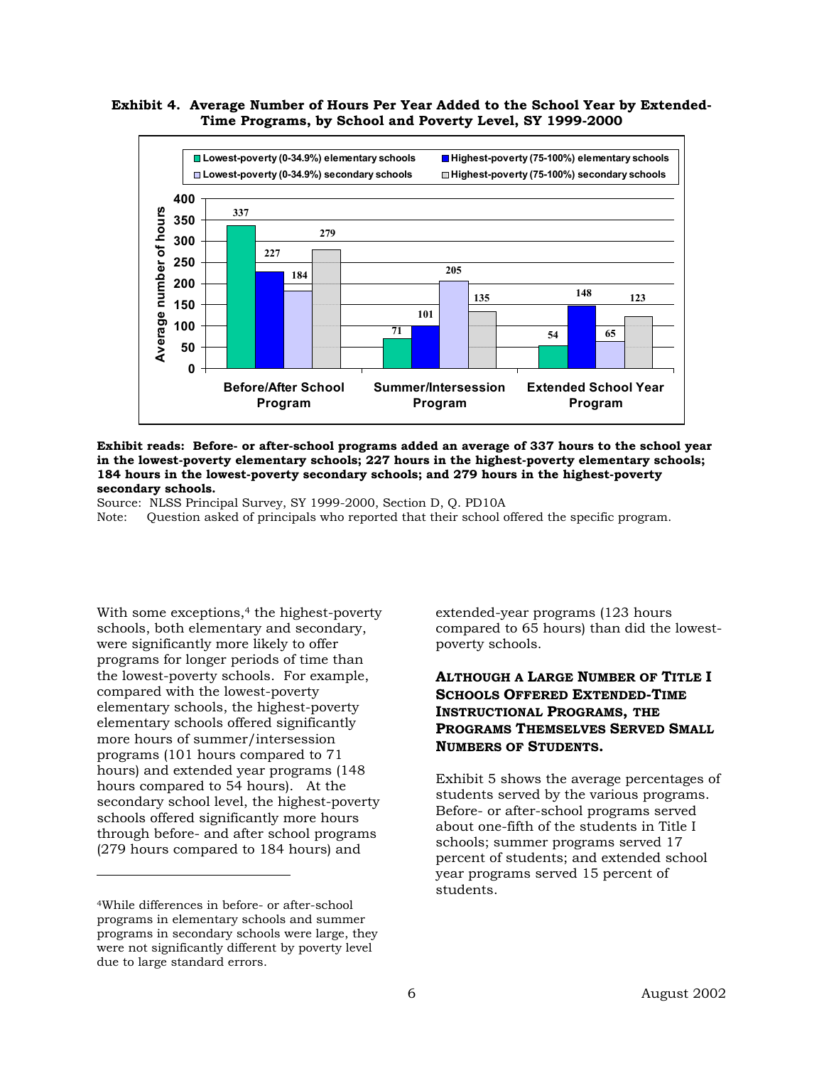**Exhibit 4. Average Number of Hours Per Year Added to the School Year by Extended-Time Programs, by School and Poverty Level, SY 1999-2000**

| | Before/After School Program | Summer/Intersession Program | Extended School Year Program |
|---|---|---|---|
| Lowest-poverty (0-34.9%) elementary schools | 337 | 71 | 54 |
| Highest-poverty (75-100%) elementary schools | 227 | 101 | 148 |
| Lowest-poverty (0-34.9%) secondary schools | 184 | 205 | 65 |
| Highest-poverty (75-100%) secondary schools | 279 | 135 | 123 |

**Exhibit reads: Before- or after-school programs added an average of 337 hours to the school year in the lowest-poverty elementary schools; 227 hours in the highest-poverty elementary schools; 184 hours in the lowest-poverty secondary schools; and 279 hours in the highest-poverty secondary schools.**

Source: NLSS Principal Survey, SY 1999-2000, Section D, Q. PD10A

Note: Question asked of principals who reported that their school offered the specific program.

With some exceptions,[4] the highest-poverty schools, both elementary and secondary, were significantly more likely to offer programs for longer periods of time than the lowest-poverty schools. For example, compared with the lowest-poverty elementary schools, the highest-poverty elementary schools offered significantly more hours of summer/intersession programs (101 hours compared to 71 hours) and extended year programs (148 hours compared to 54 hours). At the secondary school level, the highest-poverty schools offered significantly more hours through before- and after school programs (279 hours compared to 184 hours) and extended-year programs (123 hours compared to 65 hours) than did the lowest-poverty schools.

### ALTHOUGH A LARGE NUMBER OF TITLE I SCHOOLS OFFERED EXTENDED-TIME INSTRUCTIONAL PROGRAMS, THE PROGRAMS THEMSELVES SERVED SMALL NUMBERS OF STUDENTS.

Exhibit 5 shows the average percentages of students served by the various programs. Before- or after-school programs served about one-fifth of the students in Title I schools; summer programs served 17 percent of students; and extended school year programs served 15 percent of students.

[4]While differences in before- or after-school programs in elementary schools and summer programs in secondary schools were large, they were not significantly different by poverty level due to large standard errors.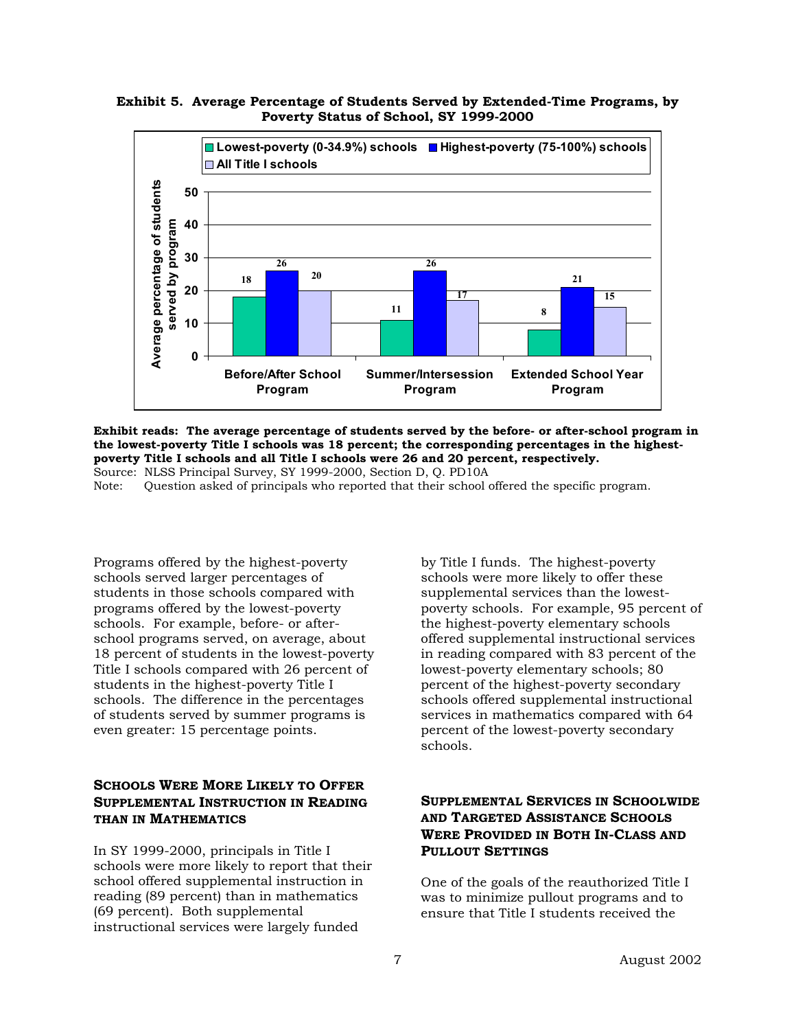**Exhibit 5. Average Percentage of Students Served by Extended-Time Programs, by Poverty Status of School, SY 1999-2000**

| | Lowest-poverty (0-34.9%) schools | Highest-poverty (75-100%) schools | All Title I schools |
|---|---|---|---|
| Before/After School Program | 18 | 26 | 20 |
| Summer/Intersession Program | 11 | 26 | 17 |
| Extended School Year Program | 8 | 21 | 15 |

**Exhibit reads: The average percentage of students served by the before- or after-school program in the lowest-poverty Title I schools was 18 percent; the corresponding percentages in the highest-poverty Title I schools and all Title I schools were 26 and 20 percent, respectively.**

Source: NLSS Principal Survey, SY 1999-2000, Section D, Q. PD10A

Note: Question asked of principals who reported that their school offered the specific program.

Programs offered by the highest-poverty schools served larger percentages of students in those schools compared with programs offered by the lowest-poverty schools. For example, before- or after-school programs served, on average, about 18 percent of students in the lowest-poverty Title I schools compared with 26 percent of students in the highest-poverty Title I schools. The difference in the percentages of students served by summer programs is even greater: 15 percentage points.

## Schools Were More Likely to Offer Supplemental Instruction in Reading than in Mathematics

In SY 1999-2000, principals in Title I schools were more likely to report that their school offered supplemental instruction in reading (89 percent) than in mathematics (69 percent). Both supplemental instructional services were largely funded by Title I funds. The highest-poverty schools were more likely to offer these supplemental services than the lowest-poverty schools. For example, 95 percent of the highest-poverty elementary schools offered supplemental instructional services in reading compared with 83 percent of the lowest-poverty elementary schools; 80 percent of the highest-poverty secondary schools offered supplemental instructional services in mathematics compared with 64 percent of the lowest-poverty secondary schools.

## Supplemental Services in Schoolwide and Targeted Assistance Schools Were Provided in Both In-Class and Pullout Settings

One of the goals of the reauthorized Title I was to minimize pullout programs and to ensure that Title I students received the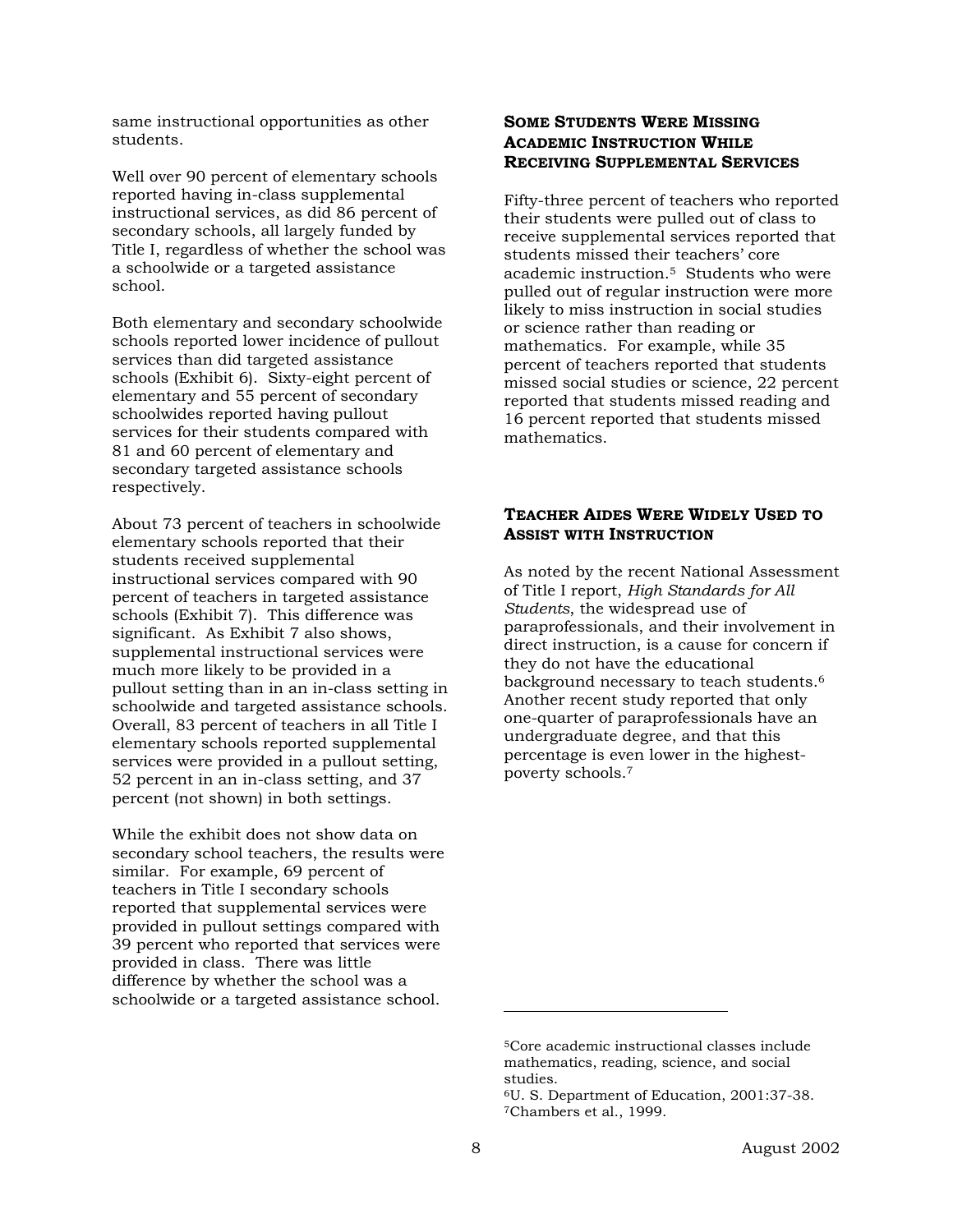same instructional opportunities as other students.

Well over 90 percent of elementary schools reported having in-class supplemental instructional services, as did 86 percent of secondary schools, all largely funded by Title I, regardless of whether the school was a schoolwide or a targeted assistance school.

Both elementary and secondary schoolwide schools reported lower incidence of pullout services than did targeted assistance schools (Exhibit 6). Sixty-eight percent of elementary and 55 percent of secondary schoolwides reported having pullout services for their students compared with 81 and 60 percent of elementary and secondary targeted assistance schools respectively.

About 73 percent of teachers in schoolwide elementary schools reported that their students received supplemental instructional services compared with 90 percent of teachers in targeted assistance schools (Exhibit 7). This difference was significant. As Exhibit 7 also shows, supplemental instructional services were much more likely to be provided in a pullout setting than in an in-class setting in schoolwide and targeted assistance schools. Overall, 83 percent of teachers in all Title I elementary schools reported supplemental services were provided in a pullout setting, 52 percent in an in-class setting, and 37 percent (not shown) in both settings.

While the exhibit does not show data on secondary school teachers, the results were similar. For example, 69 percent of teachers in Title I secondary schools reported that supplemental services were provided in pullout settings compared with 39 percent who reported that services were provided in class. There was little difference by whether the school was a schoolwide or a targeted assistance school.

### Some Students Were Missing Academic Instruction While Receiving Supplemental Services

Fifty-three percent of teachers who reported their students were pulled out of class to receive supplemental services reported that students missed their teachers' core academic instruction.[5] Students who were pulled out of regular instruction were more likely to miss instruction in social studies or science rather than reading or mathematics. For example, while 35 percent of teachers reported that students missed social studies or science, 22 percent reported that students missed reading and 16 percent reported that students missed mathematics.

### Teacher Aides Were Widely Used to Assist with Instruction

As noted by the recent National Assessment of Title I report, *High Standards for All Students*, the widespread use of paraprofessionals, and their involvement in direct instruction, is a cause for concern if they do not have the educational background necessary to teach students.[6] Another recent study reported that only one-quarter of paraprofessionals have an undergraduate degree, and that this percentage is even lower in the highest-poverty schools.[7]

---

[5]Core academic instructional classes include mathematics, reading, science, and social studies.
[6]U. S. Department of Education, 2001:37-38.
[7]Chambers et al., 1999.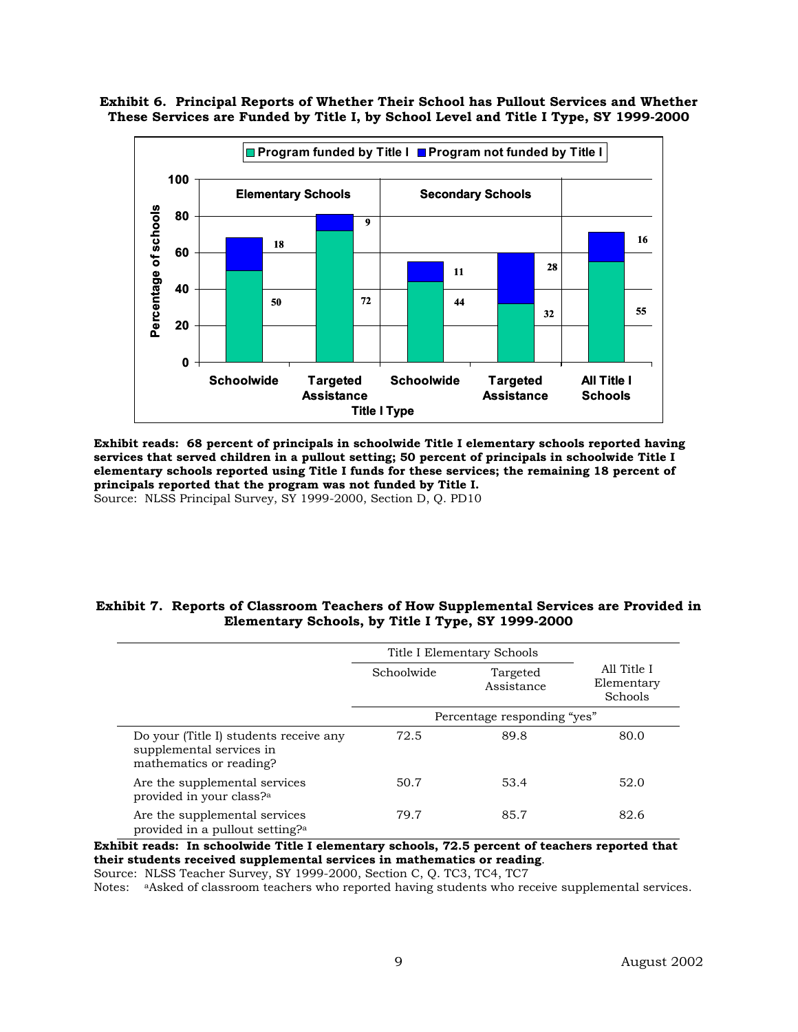**Exhibit 6. Principal Reports of Whether Their School has Pullout Services and Whether These Services are Funded by Title I, by School Level and Title I Type, SY 1999-2000**

| Title I Type | Program funded by Title I | Program not funded by Title I |
|---|---|---|
| Elementary Schools: Schoolwide | 50 | 18 |
| Elementary Schools: Targeted Assistance | 72 | 9 |
| Secondary Schools: Schoolwide | 44 | 11 |
| Secondary Schools: Targeted Assistance | 32 | 28 |
| All Title I Schools | 55 | 16 |

**Exhibit reads: 68 percent of principals in schoolwide Title I elementary schools reported having services that served children in a pullout setting; 50 percent of principals in schoolwide Title I elementary schools reported using Title I funds for these services; the remaining 18 percent of principals reported that the program was not funded by Title I.**

Source: NLSS Principal Survey, SY 1999-2000, Section D, Q. PD10

**Exhibit 7. Reports of Classroom Teachers of How Supplemental Services are Provided in Elementary Schools, by Title I Type, SY 1999-2000**

| | Title I Elementary Schools | | |
|---|---|---|---|
| | Schoolwide | Targeted Assistance | All Title I Elementary Schools |
| | Percentage responding "yes" | | |
| Do your (Title I) students receive any supplemental services in mathematics or reading? | 72.5 | 89.8 | 80.0 |
| Are the supplemental services provided in your class?[a] | 50.7 | 53.4 | 52.0 |
| Are the supplemental services provided in a pullout setting?[a] | 79.7 | 85.7 | 82.6 |

**Exhibit reads: In schoolwide Title I elementary schools, 72.5 percent of teachers reported that their students received supplemental services in mathematics or reading**.

Source: NLSS Teacher Survey, SY 1999-2000, Section C, Q. TC3, TC4, TC7

Notes: [a]Asked of classroom teachers who reported having students who receive supplemental services.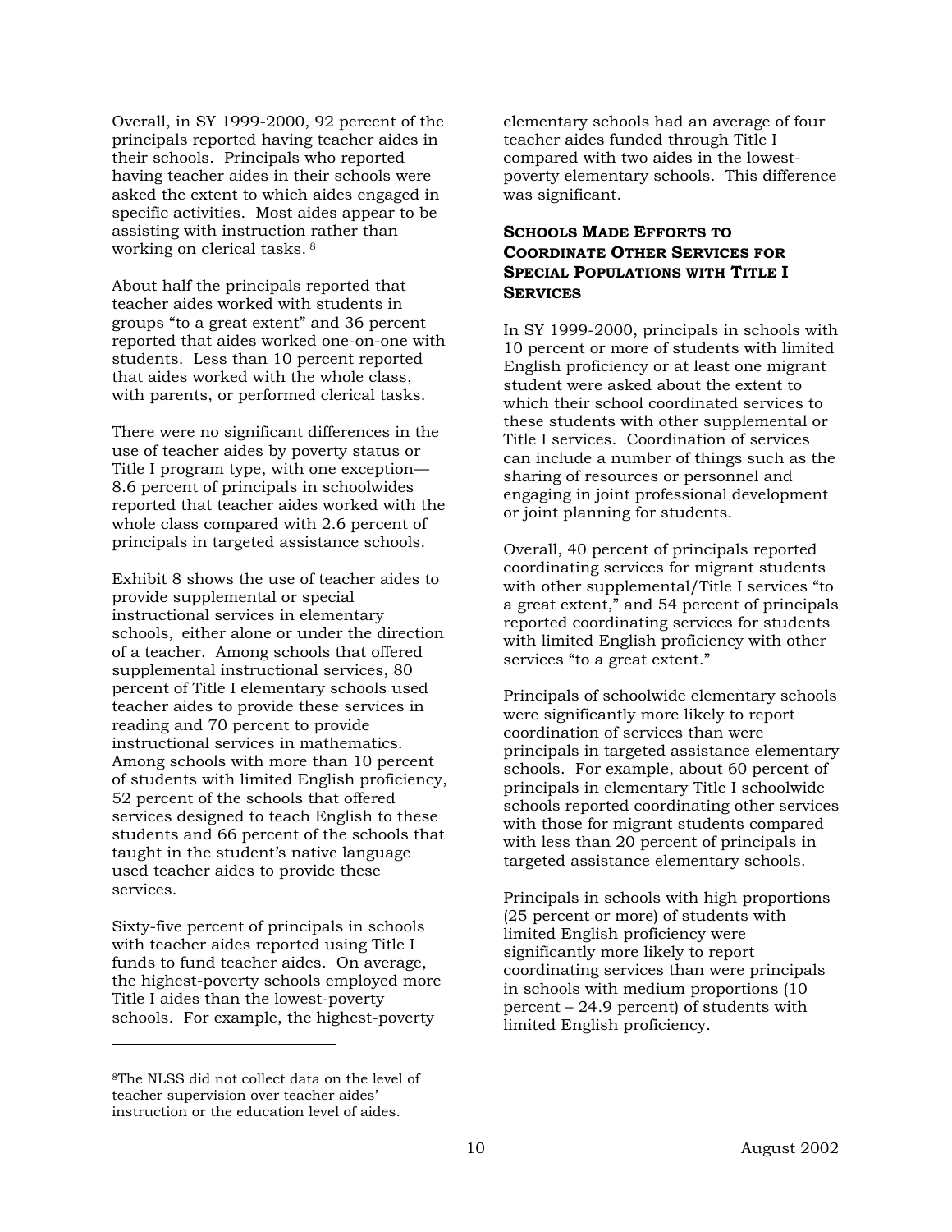Overall, in SY 1999-2000, 92 percent of the principals reported having teacher aides in their schools. Principals who reported having teacher aides in their schools were asked the extent to which aides engaged in specific activities. Most aides appear to be assisting with instruction rather than working on clerical tasks. [8]

About half the principals reported that teacher aides worked with students in groups "to a great extent" and 36 percent reported that aides worked one-on-one with students. Less than 10 percent reported that aides worked with the whole class, with parents, or performed clerical tasks.

There were no significant differences in the use of teacher aides by poverty status or Title I program type, with one exception—8.6 percent of principals in schoolwides reported that teacher aides worked with the whole class compared with 2.6 percent of principals in targeted assistance schools.

Exhibit 8 shows the use of teacher aides to provide supplemental or special instructional services in elementary schools, either alone or under the direction of a teacher. Among schools that offered supplemental instructional services, 80 percent of Title I elementary schools used teacher aides to provide these services in reading and 70 percent to provide instructional services in mathematics. Among schools with more than 10 percent of students with limited English proficiency, 52 percent of the schools that offered services designed to teach English to these students and 66 percent of the schools that taught in the student's native language used teacher aides to provide these services.

Sixty-five percent of principals in schools with teacher aides reported using Title I funds to fund teacher aides. On average, the highest-poverty schools employed more Title I aides than the lowest-poverty schools. For example, the highest-poverty elementary schools had an average of four teacher aides funded through Title I compared with two aides in the lowest-poverty elementary schools. This difference was significant.

### Schools Made Efforts to Coordinate Other Services for Special Populations with Title I Services

In SY 1999-2000, principals in schools with 10 percent or more of students with limited English proficiency or at least one migrant student were asked about the extent to which their school coordinated services to these students with other supplemental or Title I services. Coordination of services can include a number of things such as the sharing of resources or personnel and engaging in joint professional development or joint planning for students.

Overall, 40 percent of principals reported coordinating services for migrant students with other supplemental/Title I services "to a great extent," and 54 percent of principals reported coordinating services for students with limited English proficiency with other services "to a great extent."

Principals of schoolwide elementary schools were significantly more likely to report coordination of services than were principals in targeted assistance elementary schools. For example, about 60 percent of principals in elementary Title I schoolwide schools reported coordinating other services with those for migrant students compared with less than 20 percent of principals in targeted assistance elementary schools.

Principals in schools with high proportions (25 percent or more) of students with limited English proficiency were significantly more likely to report coordinating services than were principals in schools with medium proportions (10 percent – 24.9 percent) of students with limited English proficiency.

---

[8] The NLSS did not collect data on the level of teacher supervision over teacher aides' instruction or the education level of aides.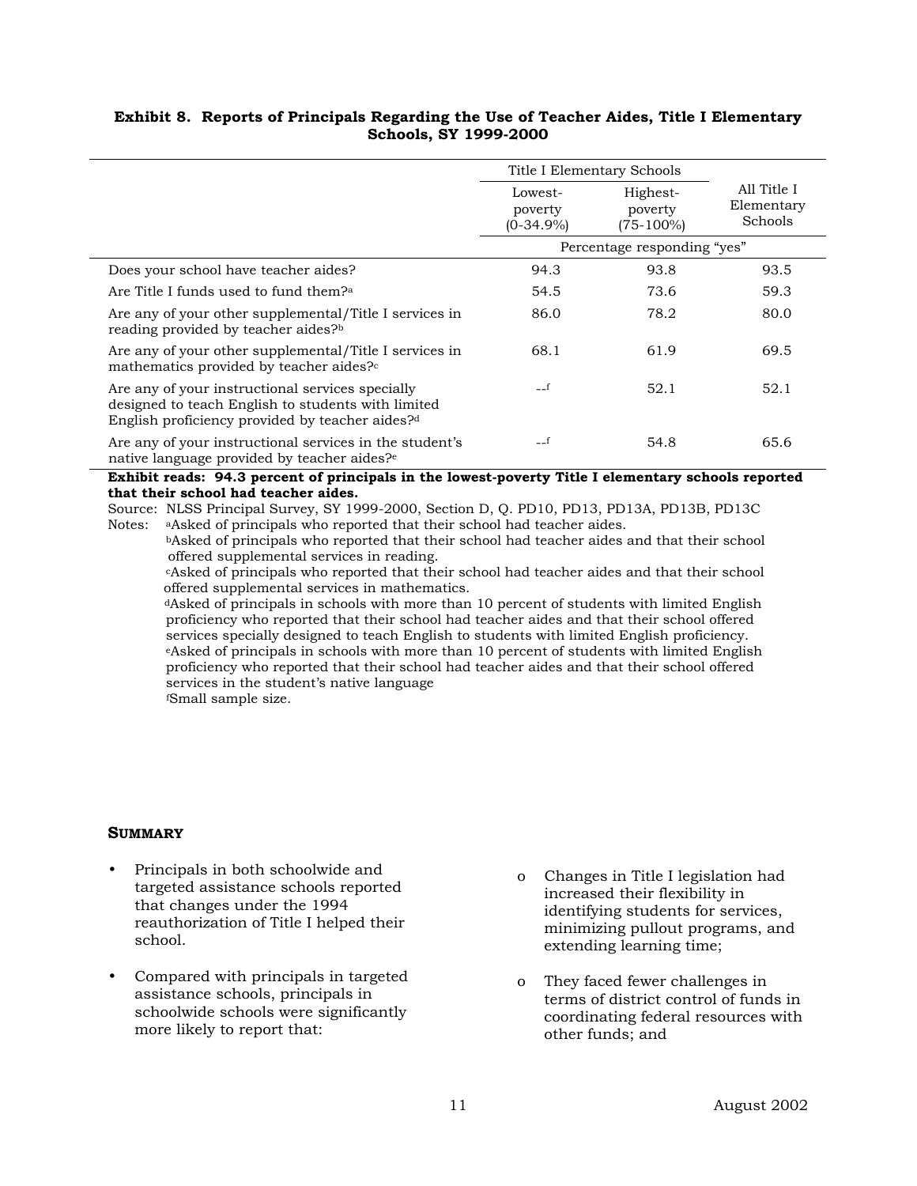**Exhibit 8. Reports of Principals Regarding the Use of Teacher Aides, Title I Elementary Schools, SY 1999-2000**

| | Title I Elementary Schools | | All Title I Elementary Schools |
|---|---|---|---|
| | Lowest-poverty (0-34.9%) | Highest-poverty (75-100%) | |
| | Percentage responding "yes" | | |
| Does your school have teacher aides? | 94.3 | 93.8 | 93.5 |
| Are Title I funds used to fund them?[a] | 54.5 | 73.6 | 59.3 |
| Are any of your other supplemental/Title I services in reading provided by teacher aides?[b] | 86.0 | 78.2 | 80.0 |
| Are any of your other supplemental/Title I services in mathematics provided by teacher aides?[c] | 68.1 | 61.9 | 69.5 |
| Are any of your instructional services specially designed to teach English to students with limited English proficiency provided by teacher aides?[d] | --[f] | 52.1 | 52.1 |
| Are any of your instructional services in the student's native language provided by teacher aides?[e] | --[f] | 54.8 | 65.6 |

**Exhibit reads: 94.3 percent of principals in the lowest-poverty Title I elementary schools reported that their school had teacher aides.**

Source: NLSS Principal Survey, SY 1999-2000, Section D, Q. PD10, PD13, PD13A, PD13B, PD13C

Notes: [a]Asked of principals who reported that their school had teacher aides.

[b]Asked of principals who reported that their school had teacher aides and that their school offered supplemental services in reading.

[c]Asked of principals who reported that their school had teacher aides and that their school offered supplemental services in mathematics.

[d]Asked of principals in schools with more than 10 percent of students with limited English proficiency who reported that their school had teacher aides and that their school offered services specially designed to teach English to students with limited English proficiency.

[e]Asked of principals in schools with more than 10 percent of students with limited English proficiency who reported that their school had teacher aides and that their school offered services in the student's native language

[f]Small sample size.

## SUMMARY

- Principals in both schoolwide and targeted assistance schools reported that changes under the 1994 reauthorization of Title I helped their school.
- Compared with principals in targeted assistance schools, principals in schoolwide schools were significantly more likely to report that:
  - Changes in Title I legislation had increased their flexibility in identifying students for services, minimizing pullout programs, and extending learning time;
  - They faced fewer challenges in terms of district control of funds in coordinating federal resources with other funds; and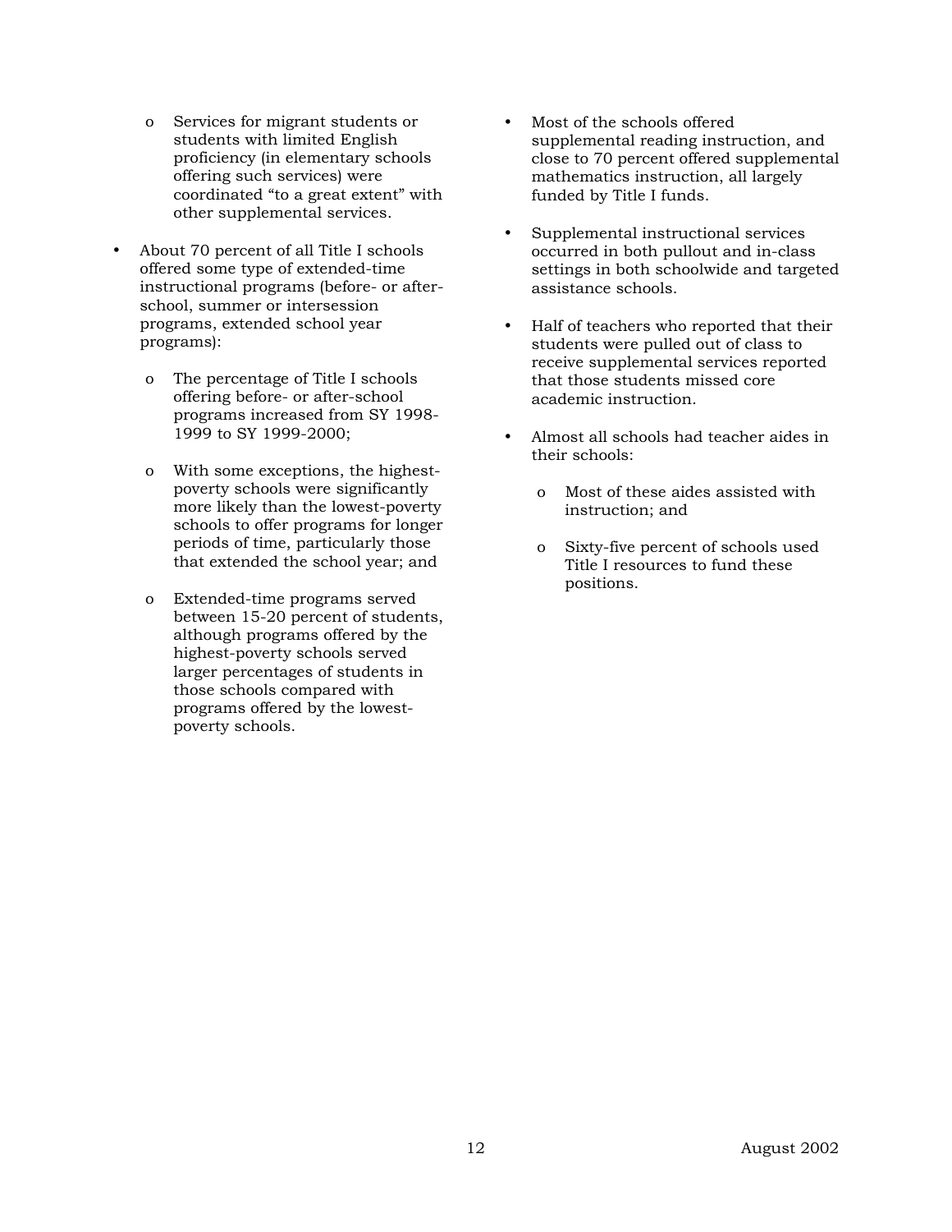- Services for migrant students or students with limited English proficiency (in elementary schools offering such services) were coordinated "to a great extent" with other supplemental services.

- About 70 percent of all Title I schools offered some type of extended-time instructional programs (before- or after-school, summer or intersession programs, extended school year programs):

  - The percentage of Title I schools offering before- or after-school programs increased from SY 1998-1999 to SY 1999-2000;

  - With some exceptions, the highest-poverty schools were significantly more likely than the lowest-poverty schools to offer programs for longer periods of time, particularly those that extended the school year; and

  - Extended-time programs served between 15-20 percent of students, although programs offered by the highest-poverty schools served larger percentages of students in those schools compared with programs offered by the lowest-poverty schools.

- Most of the schools offered supplemental reading instruction, and close to 70 percent offered supplemental mathematics instruction, all largely funded by Title I funds.

- Supplemental instructional services occurred in both pullout and in-class settings in both schoolwide and targeted assistance schools.

- Half of teachers who reported that their students were pulled out of class to receive supplemental services reported that those students missed core academic instruction.

- Almost all schools had teacher aides in their schools:

  - Most of these aides assisted with instruction; and

  - Sixty-five percent of schools used Title I resources to fund these positions.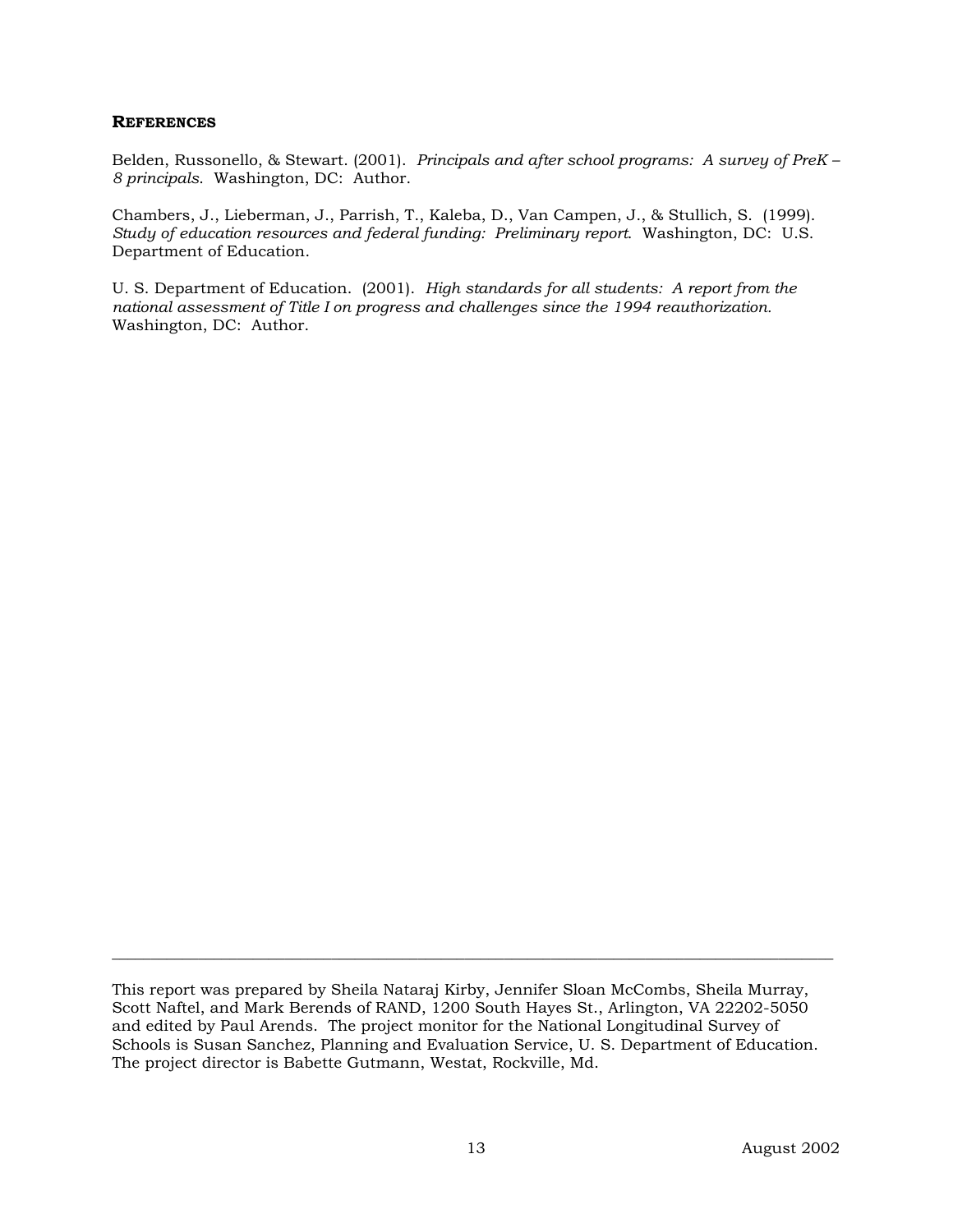## References

Belden, Russonello, & Stewart. (2001). *Principals and after school programs: A survey of PreK – 8 principals*. Washington, DC: Author.

Chambers, J., Lieberman, J., Parrish, T., Kaleba, D., Van Campen, J., & Stullich, S. (1999). *Study of education resources and federal funding: Preliminary report.* Washington, DC: U.S. Department of Education.

U. S. Department of Education. (2001). *High standards for all students: A report from the national assessment of Title I on progress and challenges since the 1994 reauthorization.* Washington, DC: Author.

---

This report was prepared by Sheila Nataraj Kirby, Jennifer Sloan McCombs, Sheila Murray, Scott Naftel, and Mark Berends of RAND, 1200 South Hayes St., Arlington, VA 22202-5050 and edited by Paul Arends. The project monitor for the National Longitudinal Survey of Schools is Susan Sanchez, Planning and Evaluation Service, U. S. Department of Education. The project director is Babette Gutmann, Westat, Rockville, Md.